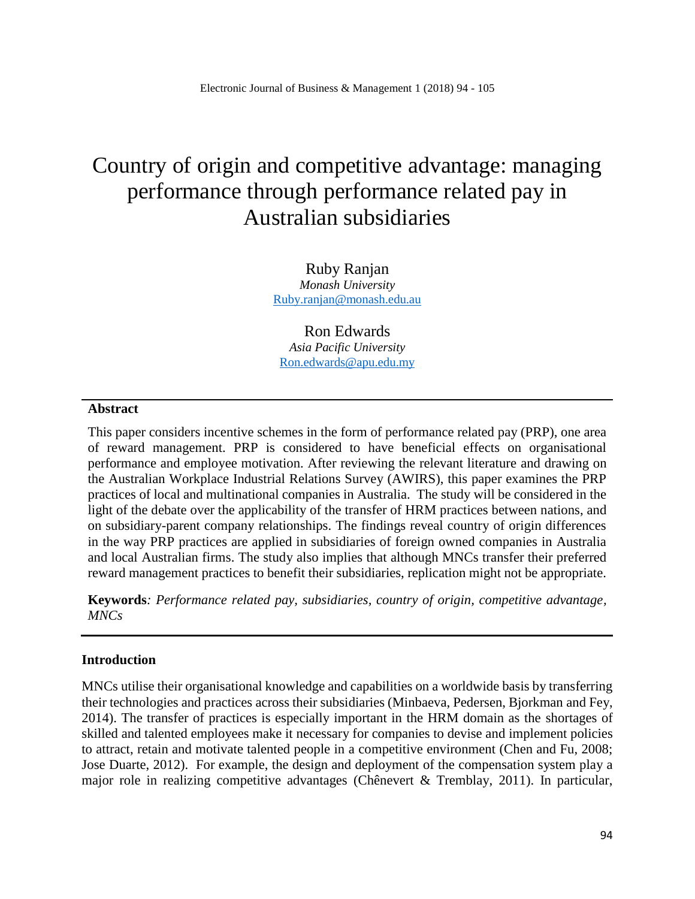# Country of origin and competitive advantage: managing performance through performance related pay in Australian subsidiaries

Ruby Ranjan
*Monash University*
Ruby.ranjan@monash.edu.au

Ron Edwards
*Asia Pacific University*
Ron.edwards@apu.edu.my

---

**Abstract**

This paper considers incentive schemes in the form of performance related pay (PRP), one area of reward management. PRP is considered to have beneficial effects on organisational performance and employee motivation. After reviewing the relevant literature and drawing on the Australian Workplace Industrial Relations Survey (AWIRS), this paper examines the PRP practices of local and multinational companies in Australia. The study will be considered in the light of the debate over the applicability of the transfer of HRM practices between nations, and on subsidiary-parent company relationships. The findings reveal country of origin differences in the way PRP practices are applied in subsidiaries of foreign owned companies in Australia and local Australian firms. The study also implies that although MNCs transfer their preferred reward management practices to benefit their subsidiaries, replication might not be appropriate.

**Keywords***: Performance related pay, subsidiaries, country of origin, competitive advantage, MNCs*

---

## Introduction

MNCs utilise their organisational knowledge and capabilities on a worldwide basis by transferring their technologies and practices across their subsidiaries (Minbaeva, Pedersen, Bjorkman and Fey, 2014). The transfer of practices is especially important in the HRM domain as the shortages of skilled and talented employees make it necessary for companies to devise and implement policies to attract, retain and motivate talented people in a competitive environment (Chen and Fu, 2008; Jose Duarte, 2012). For example, the design and deployment of the compensation system play a major role in realizing competitive advantages (Chênevert & Tremblay, 2011). In particular,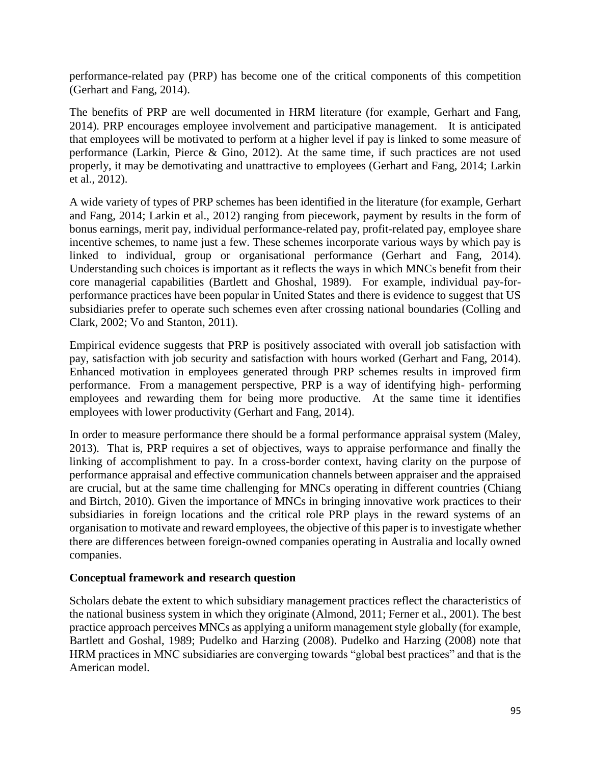performance-related pay (PRP) has become one of the critical components of this competition (Gerhart and Fang, 2014).

The benefits of PRP are well documented in HRM literature (for example, Gerhart and Fang, 2014). PRP encourages employee involvement and participative management. It is anticipated that employees will be motivated to perform at a higher level if pay is linked to some measure of performance (Larkin, Pierce & Gino, 2012). At the same time, if such practices are not used properly, it may be demotivating and unattractive to employees (Gerhart and Fang, 2014; Larkin et al., 2012).

A wide variety of types of PRP schemes has been identified in the literature (for example, Gerhart and Fang, 2014; Larkin et al., 2012) ranging from piecework, payment by results in the form of bonus earnings, merit pay, individual performance-related pay, profit-related pay, employee share incentive schemes, to name just a few. These schemes incorporate various ways by which pay is linked to individual, group or organisational performance (Gerhart and Fang, 2014). Understanding such choices is important as it reflects the ways in which MNCs benefit from their core managerial capabilities (Bartlett and Ghoshal, 1989). For example, individual pay-for-performance practices have been popular in United States and there is evidence to suggest that US subsidiaries prefer to operate such schemes even after crossing national boundaries (Colling and Clark, 2002; Vo and Stanton, 2011).

Empirical evidence suggests that PRP is positively associated with overall job satisfaction with pay, satisfaction with job security and satisfaction with hours worked (Gerhart and Fang, 2014). Enhanced motivation in employees generated through PRP schemes results in improved firm performance. From a management perspective, PRP is a way of identifying high- performing employees and rewarding them for being more productive. At the same time it identifies employees with lower productivity (Gerhart and Fang, 2014).

In order to measure performance there should be a formal performance appraisal system (Maley, 2013). That is, PRP requires a set of objectives, ways to appraise performance and finally the linking of accomplishment to pay. In a cross-border context, having clarity on the purpose of performance appraisal and effective communication channels between appraiser and the appraised are crucial, but at the same time challenging for MNCs operating in different countries (Chiang and Birtch, 2010). Given the importance of MNCs in bringing innovative work practices to their subsidiaries in foreign locations and the critical role PRP plays in the reward systems of an organisation to motivate and reward employees, the objective of this paper is to investigate whether there are differences between foreign-owned companies operating in Australia and locally owned companies.

## Conceptual framework and research question

Scholars debate the extent to which subsidiary management practices reflect the characteristics of the national business system in which they originate (Almond, 2011; Ferner et al., 2001). The best practice approach perceives MNCs as applying a uniform management style globally (for example, Bartlett and Goshal, 1989; Pudelko and Harzing (2008). Pudelko and Harzing (2008) note that HRM practices in MNC subsidiaries are converging towards "global best practices" and that is the American model.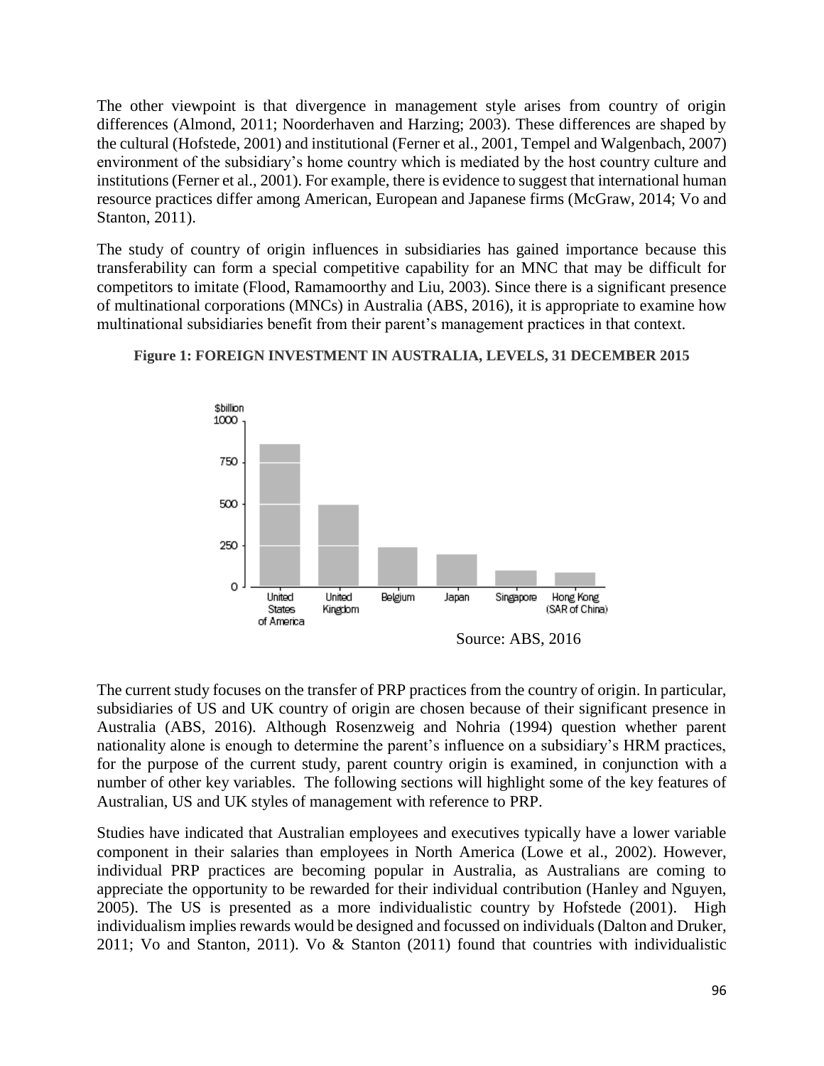The other viewpoint is that divergence in management style arises from country of origin differences (Almond, 2011; Noorderhaven and Harzing; 2003). These differences are shaped by the cultural (Hofstede, 2001) and institutional (Ferner et al., 2001, Tempel and Walgenbach, 2007) environment of the subsidiary's home country which is mediated by the host country culture and institutions (Ferner et al., 2001). For example, there is evidence to suggest that international human resource practices differ among American, European and Japanese firms (McGraw, 2014; Vo and Stanton, 2011).

The study of country of origin influences in subsidiaries has gained importance because this transferability can form a special competitive capability for an MNC that may be difficult for competitors to imitate (Flood, Ramamoorthy and Liu, 2003). Since there is a significant presence of multinational corporations (MNCs) in Australia (ABS, 2016), it is appropriate to examine how multinational subsidiaries benefit from their parent's management practices in that context.

**Figure 1: FOREIGN INVESTMENT IN AUSTRALIA, LEVELS, 31 DECEMBER 2015**

Source: ABS, 2016

The current study focuses on the transfer of PRP practices from the country of origin. In particular, subsidiaries of US and UK country of origin are chosen because of their significant presence in Australia (ABS, 2016). Although Rosenzweig and Nohria (1994) question whether parent nationality alone is enough to determine the parent's influence on a subsidiary's HRM practices, for the purpose of the current study, parent country origin is examined, in conjunction with a number of other key variables. The following sections will highlight some of the key features of Australian, US and UK styles of management with reference to PRP.

Studies have indicated that Australian employees and executives typically have a lower variable component in their salaries than employees in North America (Lowe et al., 2002). However, individual PRP practices are becoming popular in Australia, as Australians are coming to appreciate the opportunity to be rewarded for their individual contribution (Hanley and Nguyen, 2005). The US is presented as a more individualistic country by Hofstede (2001). High individualism implies rewards would be designed and focussed on individuals (Dalton and Druker, 2011; Vo and Stanton, 2011). Vo & Stanton (2011) found that countries with individualistic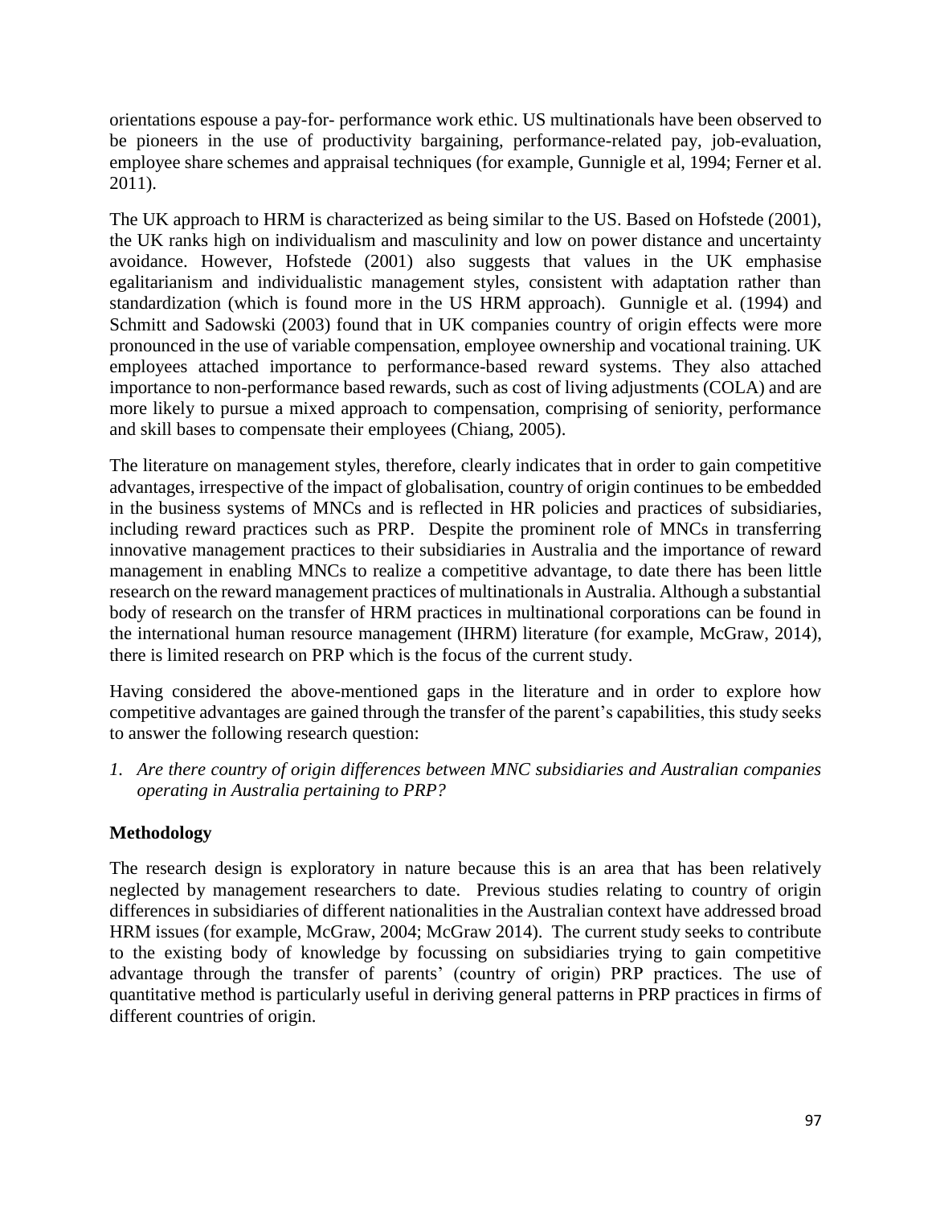orientations espouse a pay-for- performance work ethic. US multinationals have been observed to be pioneers in the use of productivity bargaining, performance-related pay, job-evaluation, employee share schemes and appraisal techniques (for example, Gunnigle et al, 1994; Ferner et al. 2011).

The UK approach to HRM is characterized as being similar to the US. Based on Hofstede (2001), the UK ranks high on individualism and masculinity and low on power distance and uncertainty avoidance. However, Hofstede (2001) also suggests that values in the UK emphasise egalitarianism and individualistic management styles, consistent with adaptation rather than standardization (which is found more in the US HRM approach). Gunnigle et al. (1994) and Schmitt and Sadowski (2003) found that in UK companies country of origin effects were more pronounced in the use of variable compensation, employee ownership and vocational training. UK employees attached importance to performance-based reward systems. They also attached importance to non-performance based rewards, such as cost of living adjustments (COLA) and are more likely to pursue a mixed approach to compensation, comprising of seniority, performance and skill bases to compensate their employees (Chiang, 2005).

The literature on management styles, therefore, clearly indicates that in order to gain competitive advantages, irrespective of the impact of globalisation, country of origin continues to be embedded in the business systems of MNCs and is reflected in HR policies and practices of subsidiaries, including reward practices such as PRP. Despite the prominent role of MNCs in transferring innovative management practices to their subsidiaries in Australia and the importance of reward management in enabling MNCs to realize a competitive advantage, to date there has been little research on the reward management practices of multinationals in Australia. Although a substantial body of research on the transfer of HRM practices in multinational corporations can be found in the international human resource management (IHRM) literature (for example, McGraw, 2014), there is limited research on PRP which is the focus of the current study.

Having considered the above-mentioned gaps in the literature and in order to explore how competitive advantages are gained through the transfer of the parent's capabilities, this study seeks to answer the following research question:

1. *Are there country of origin differences between MNC subsidiaries and Australian companies operating in Australia pertaining to PRP?*

## Methodology

The research design is exploratory in nature because this is an area that has been relatively neglected by management researchers to date. Previous studies relating to country of origin differences in subsidiaries of different nationalities in the Australian context have addressed broad HRM issues (for example, McGraw, 2004; McGraw 2014). The current study seeks to contribute to the existing body of knowledge by focussing on subsidiaries trying to gain competitive advantage through the transfer of parents' (country of origin) PRP practices. The use of quantitative method is particularly useful in deriving general patterns in PRP practices in firms of different countries of origin.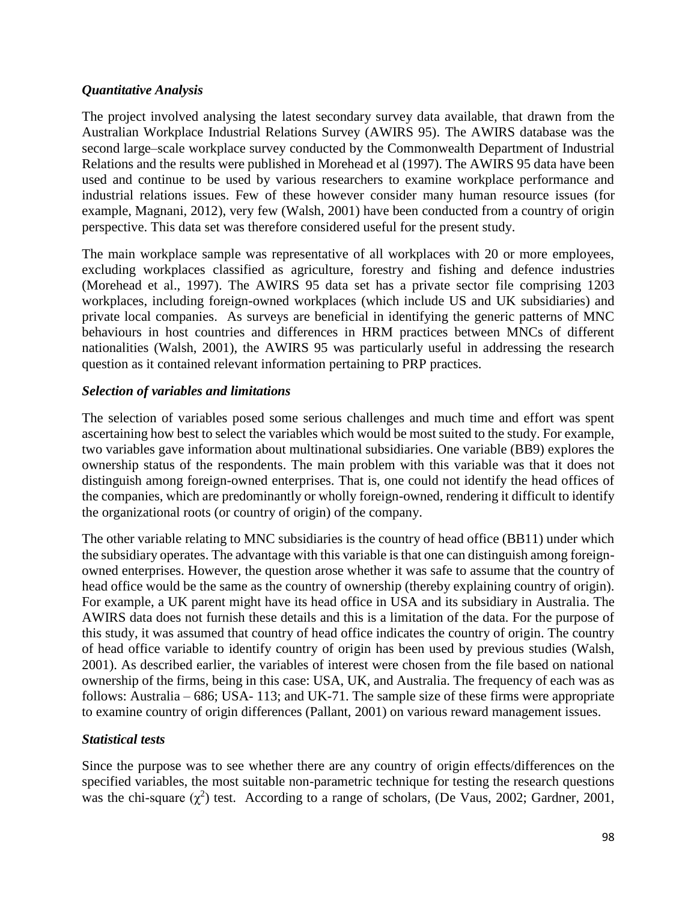### *Quantitative Analysis*

The project involved analysing the latest secondary survey data available, that drawn from the Australian Workplace Industrial Relations Survey (AWIRS 95). The AWIRS database was the second large–scale workplace survey conducted by the Commonwealth Department of Industrial Relations and the results were published in Morehead et al (1997). The AWIRS 95 data have been used and continue to be used by various researchers to examine workplace performance and industrial relations issues. Few of these however consider many human resource issues (for example, Magnani, 2012), very few (Walsh, 2001) have been conducted from a country of origin perspective. This data set was therefore considered useful for the present study.

The main workplace sample was representative of all workplaces with 20 or more employees, excluding workplaces classified as agriculture, forestry and fishing and defence industries (Morehead et al., 1997). The AWIRS 95 data set has a private sector file comprising 1203 workplaces, including foreign-owned workplaces (which include US and UK subsidiaries) and private local companies. As surveys are beneficial in identifying the generic patterns of MNC behaviours in host countries and differences in HRM practices between MNCs of different nationalities (Walsh, 2001), the AWIRS 95 was particularly useful in addressing the research question as it contained relevant information pertaining to PRP practices.

### *Selection of variables and limitations*

The selection of variables posed some serious challenges and much time and effort was spent ascertaining how best to select the variables which would be most suited to the study. For example, two variables gave information about multinational subsidiaries. One variable (BB9) explores the ownership status of the respondents. The main problem with this variable was that it does not distinguish among foreign-owned enterprises. That is, one could not identify the head offices of the companies, which are predominantly or wholly foreign-owned, rendering it difficult to identify the organizational roots (or country of origin) of the company.

The other variable relating to MNC subsidiaries is the country of head office (BB11) under which the subsidiary operates. The advantage with this variable is that one can distinguish among foreign-owned enterprises. However, the question arose whether it was safe to assume that the country of head office would be the same as the country of ownership (thereby explaining country of origin). For example, a UK parent might have its head office in USA and its subsidiary in Australia. The AWIRS data does not furnish these details and this is a limitation of the data. For the purpose of this study, it was assumed that country of head office indicates the country of origin. The country of head office variable to identify country of origin has been used by previous studies (Walsh, 2001). As described earlier, the variables of interest were chosen from the file based on national ownership of the firms, being in this case: USA, UK, and Australia. The frequency of each was as follows: Australia – 686; USA- 113; and UK-71. The sample size of these firms were appropriate to examine country of origin differences (Pallant, 2001) on various reward management issues.

### *Statistical tests*

Since the purpose was to see whether there are any country of origin effects/differences on the specified variables, the most suitable non-parametric technique for testing the research questions was the chi-square ($\chi^2$) test. According to a range of scholars, (De Vaus, 2002; Gardner, 2001,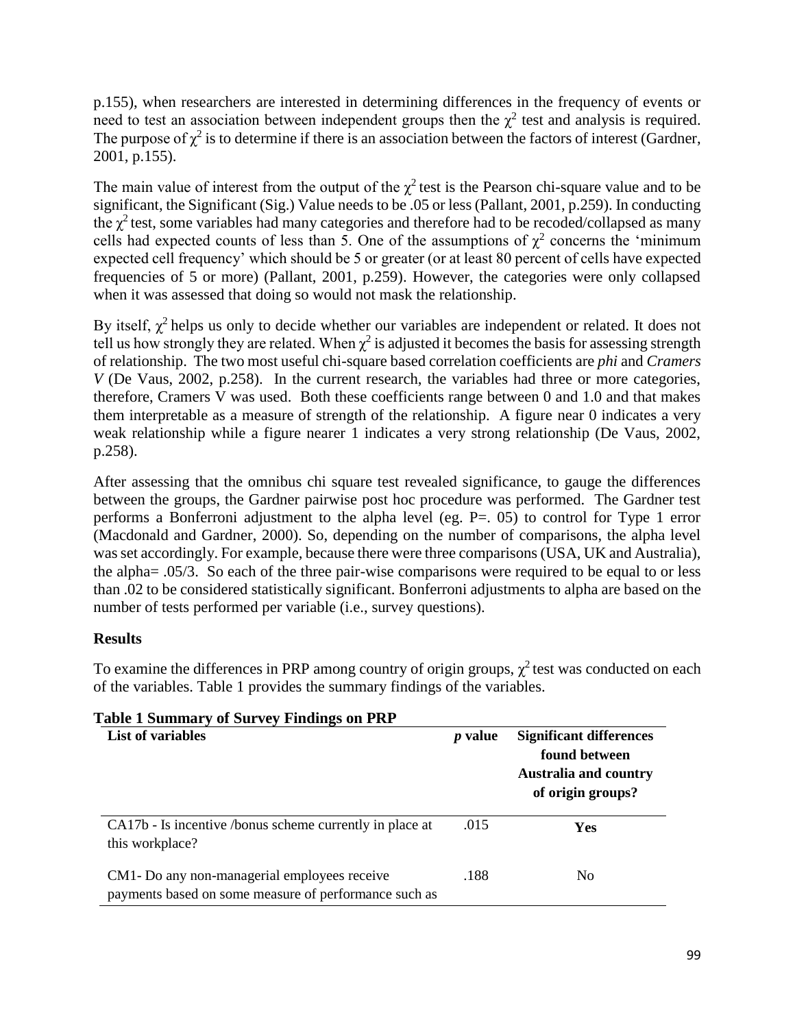p.155), when researchers are interested in determining differences in the frequency of events or need to test an association between independent groups then the $\chi^2$ test and analysis is required. The purpose of $\chi^2$ is to determine if there is an association between the factors of interest (Gardner, 2001, p.155).

The main value of interest from the output of the $\chi^2$ test is the Pearson chi-square value and to be significant, the Significant (Sig.) Value needs to be .05 or less (Pallant, 2001, p.259). In conducting the $\chi^2$ test, some variables had many categories and therefore had to be recoded/collapsed as many cells had expected counts of less than 5. One of the assumptions of $\chi^2$ concerns the 'minimum expected cell frequency' which should be 5 or greater (or at least 80 percent of cells have expected frequencies of 5 or more) (Pallant, 2001, p.259). However, the categories were only collapsed when it was assessed that doing so would not mask the relationship.

By itself, $\chi^2$ helps us only to decide whether our variables are independent or related. It does not tell us how strongly they are related. When $\chi^2$ is adjusted it becomes the basis for assessing strength of relationship. The two most useful chi-square based correlation coefficients are *phi* and *Cramers V* (De Vaus, 2002, p.258). In the current research, the variables had three or more categories, therefore, Cramers V was used. Both these coefficients range between 0 and 1.0 and that makes them interpretable as a measure of strength of the relationship. A figure near 0 indicates a very weak relationship while a figure nearer 1 indicates a very strong relationship (De Vaus, 2002, p.258).

After assessing that the omnibus chi square test revealed significance, to gauge the differences between the groups, the Gardner pairwise post hoc procedure was performed. The Gardner test performs a Bonferroni adjustment to the alpha level (eg. P=. 05) to control for Type 1 error (Macdonald and Gardner, 2000). So, depending on the number of comparisons, the alpha level was set accordingly. For example, because there were three comparisons (USA, UK and Australia), the alpha= .05/3. So each of the three pair-wise comparisons were required to be equal to or less than .02 to be considered statistically significant. Bonferroni adjustments to alpha are based on the number of tests performed per variable (i.e., survey questions).

### Results

To examine the differences in PRP among country of origin groups, $\chi^2$ test was conducted on each of the variables. Table 1 provides the summary findings of the variables.

**Table 1 Summary of Survey Findings on PRP**

| List of variables | *p* value | Significant differences found between Australia and country of origin groups? |
|---|---|---|
| CA17b - Is incentive /bonus scheme currently in place at this workplace? | .015 | **Yes** |
| CM1- Do any non-managerial employees receive payments based on some measure of performance such as | .188 | No |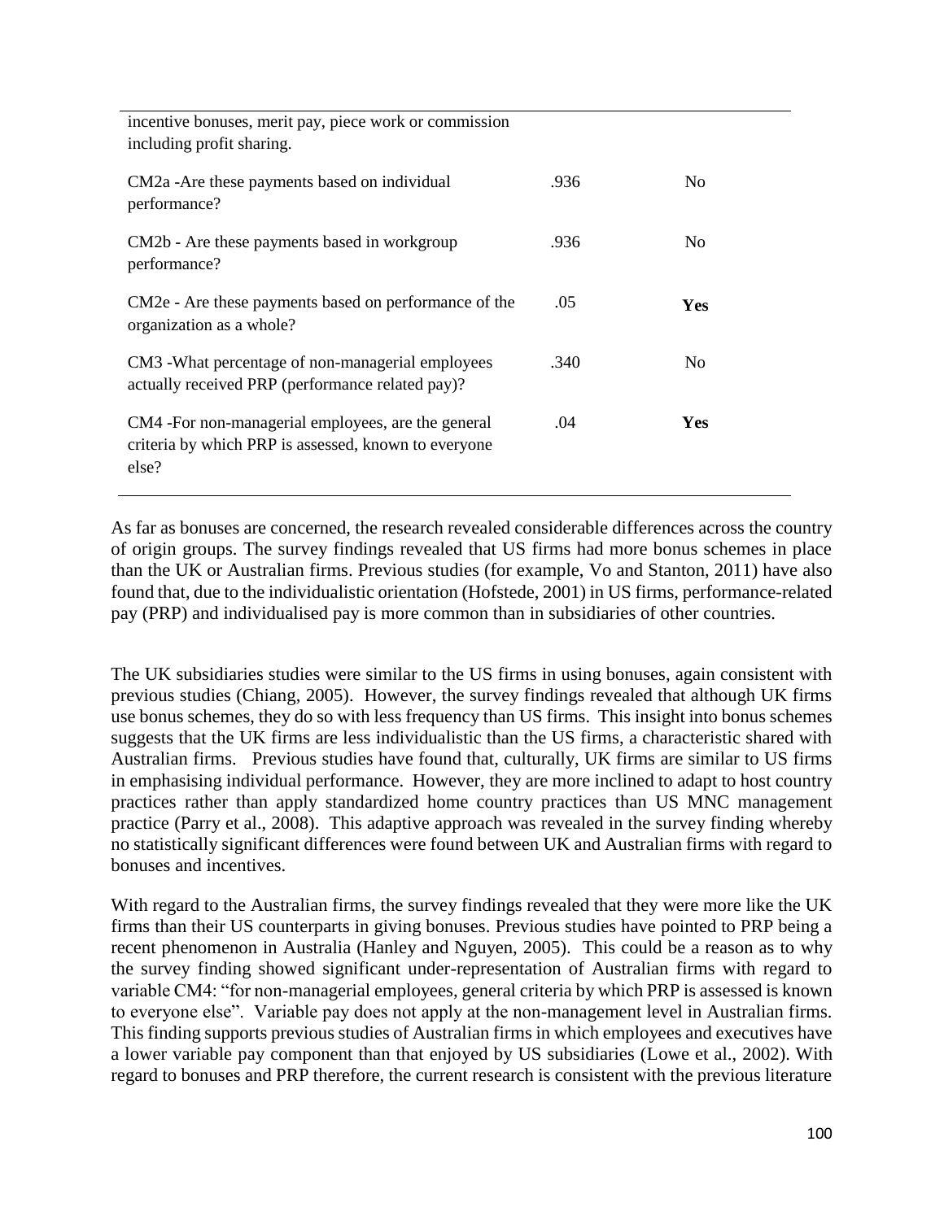| | | |
|---|---|---|
| incentive bonuses, merit pay, piece work or commission including profit sharing. | | |
| CM2a -Are these payments based on individual performance? | .936 | No |
| CM2b - Are these payments based in workgroup performance? | .936 | No |
| CM2e - Are these payments based on performance of the organization as a whole? | .05 | **Yes** |
| CM3 -What percentage of non-managerial employees actually received PRP (performance related pay)? | .340 | No |
| CM4 -For non-managerial employees, are the general criteria by which PRP is assessed, known to everyone else? | .04 | **Yes** |

As far as bonuses are concerned, the research revealed considerable differences across the country of origin groups. The survey findings revealed that US firms had more bonus schemes in place than the UK or Australian firms. Previous studies (for example, Vo and Stanton, 2011) have also found that, due to the individualistic orientation (Hofstede, 2001) in US firms, performance-related pay (PRP) and individualised pay is more common than in subsidiaries of other countries.

The UK subsidiaries studies were similar to the US firms in using bonuses, again consistent with previous studies (Chiang, 2005). However, the survey findings revealed that although UK firms use bonus schemes, they do so with less frequency than US firms. This insight into bonus schemes suggests that the UK firms are less individualistic than the US firms, a characteristic shared with Australian firms. Previous studies have found that, culturally, UK firms are similar to US firms in emphasising individual performance. However, they are more inclined to adapt to host country practices rather than apply standardized home country practices than US MNC management practice (Parry et al., 2008). This adaptive approach was revealed in the survey finding whereby no statistically significant differences were found between UK and Australian firms with regard to bonuses and incentives.

With regard to the Australian firms, the survey findings revealed that they were more like the UK firms than their US counterparts in giving bonuses. Previous studies have pointed to PRP being a recent phenomenon in Australia (Hanley and Nguyen, 2005). This could be a reason as to why the survey finding showed significant under-representation of Australian firms with regard to variable CM4: "for non-managerial employees, general criteria by which PRP is assessed is known to everyone else". Variable pay does not apply at the non-management level in Australian firms. This finding supports previous studies of Australian firms in which employees and executives have a lower variable pay component than that enjoyed by US subsidiaries (Lowe et al., 2002). With regard to bonuses and PRP therefore, the current research is consistent with the previous literature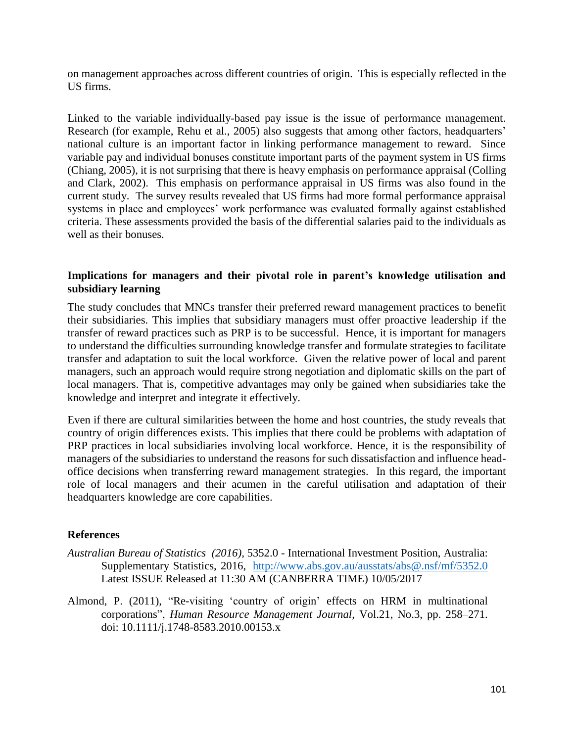on management approaches across different countries of origin. This is especially reflected in the US firms.

Linked to the variable individually-based pay issue is the issue of performance management. Research (for example, Rehu et al., 2005) also suggests that among other factors, headquarters' national culture is an important factor in linking performance management to reward. Since variable pay and individual bonuses constitute important parts of the payment system in US firms (Chiang, 2005), it is not surprising that there is heavy emphasis on performance appraisal (Colling and Clark, 2002). This emphasis on performance appraisal in US firms was also found in the current study. The survey results revealed that US firms had more formal performance appraisal systems in place and employees' work performance was evaluated formally against established criteria. These assessments provided the basis of the differential salaries paid to the individuals as well as their bonuses.

### Implications for managers and their pivotal role in parent's knowledge utilisation and subsidiary learning

The study concludes that MNCs transfer their preferred reward management practices to benefit their subsidiaries. This implies that subsidiary managers must offer proactive leadership if the transfer of reward practices such as PRP is to be successful. Hence, it is important for managers to understand the difficulties surrounding knowledge transfer and formulate strategies to facilitate transfer and adaptation to suit the local workforce. Given the relative power of local and parent managers, such an approach would require strong negotiation and diplomatic skills on the part of local managers. That is, competitive advantages may only be gained when subsidiaries take the knowledge and interpret and integrate it effectively.

Even if there are cultural similarities between the home and host countries, the study reveals that country of origin differences exists. This implies that there could be problems with adaptation of PRP practices in local subsidiaries involving local workforce. Hence, it is the responsibility of managers of the subsidiaries to understand the reasons for such dissatisfaction and influence head-office decisions when transferring reward management strategies. In this regard, the important role of local managers and their acumen in the careful utilisation and adaptation of their headquarters knowledge are core capabilities.

### References

*Australian Bureau of Statistics (2016),* 5352.0 - International Investment Position, Australia: Supplementary Statistics, 2016, http://www.abs.gov.au/ausstats/abs@.nsf/mf/5352.0 Latest ISSUE Released at 11:30 AM (CANBERRA TIME) 10/05/2017

Almond, P. (2011), "Re-visiting 'country of origin' effects on HRM in multinational corporations", *Human Resource Management Journal*, Vol.21, No.3, pp. 258–271. doi: 10.1111/j.1748-8583.2010.00153.x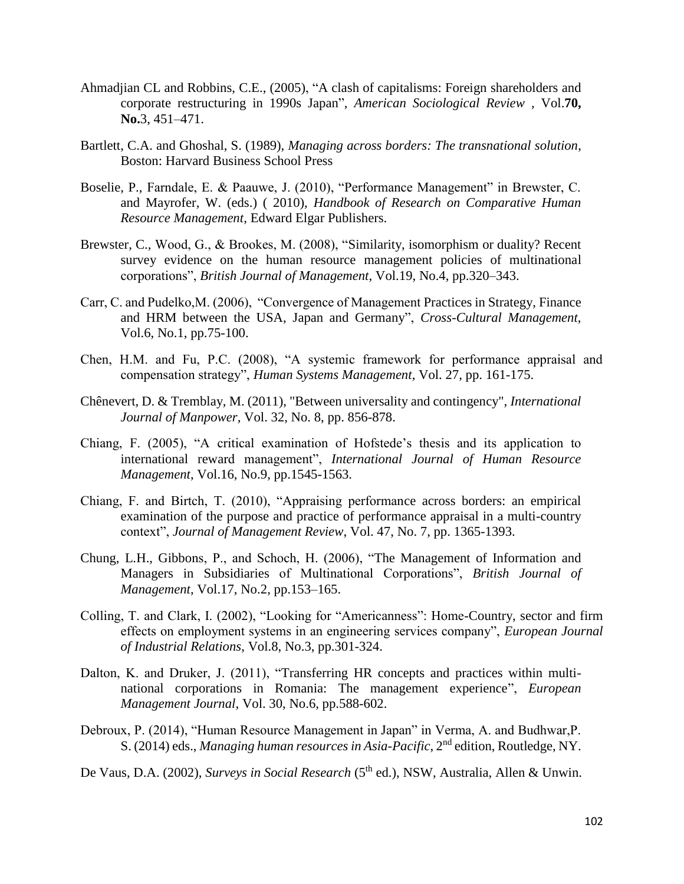Ahmadjian CL and Robbins, C.E., (2005), "A clash of capitalisms: Foreign shareholders and corporate restructuring in 1990s Japan", *American Sociological Review* , Vol.**70, No.**3, 451–471.

Bartlett, C.A. and Ghoshal, S. (1989), *Managing across borders: The transnational solution*, Boston: Harvard Business School Press

Boselie, P., Farndale, E. & Paauwe, J. (2010), "Performance Management" in Brewster, C. and Mayrofer, W. (eds.) ( 2010), *Handbook of Research on Comparative Human Resource Management*, Edward Elgar Publishers.

Brewster, C., Wood, G., & Brookes, M. (2008), "Similarity, isomorphism or duality? Recent survey evidence on the human resource management policies of multinational corporations", *British Journal of Management*, Vol.19, No.4, pp.320–343.

Carr, C. and Pudelko,M. (2006), "Convergence of Management Practices in Strategy, Finance and HRM between the USA, Japan and Germany", *Cross-Cultural Management*, Vol.6, No.1, pp.75-100.

Chen, H.M. and Fu, P.C. (2008), "A systemic framework for performance appraisal and compensation strategy", *Human Systems Management*, Vol. 27, pp. 161-175.

Chênevert, D. & Tremblay, M. (2011), "Between universality and contingency", *International Journal of Manpower*, Vol. 32, No. 8, pp. 856-878.

Chiang, F. (2005), "A critical examination of Hofstede's thesis and its application to international reward management", *International Journal of Human Resource Management*, Vol.16, No.9, pp.1545-1563.

Chiang, F. and Birtch, T. (2010), "Appraising performance across borders: an empirical examination of the purpose and practice of performance appraisal in a multi-country context", *Journal of Management Review*, Vol. 47, No. 7, pp. 1365-1393.

Chung, L.H., Gibbons, P., and Schoch, H. (2006), "The Management of Information and Managers in Subsidiaries of Multinational Corporations", *British Journal of Management*, Vol.17, No.2, pp.153–165.

Colling, T. and Clark, I. (2002), "Looking for "Americanness": Home-Country, sector and firm effects on employment systems in an engineering services company", *European Journal of Industrial Relations*, Vol.8, No.3, pp.301-324.

Dalton, K. and Druker, J. (2011), "Transferring HR concepts and practices within multi-national corporations in Romania: The management experience", *European Management Journal*, Vol. 30, No.6, pp.588-602.

Debroux, P. (2014), "Human Resource Management in Japan" in Verma, A. and Budhwar,P. S. (2014) eds., *Managing human resources in Asia-Pacific*, 2nd edition, Routledge, NY.

De Vaus, D.A. (2002), *Surveys in Social Research* (5th ed.), NSW, Australia, Allen & Unwin.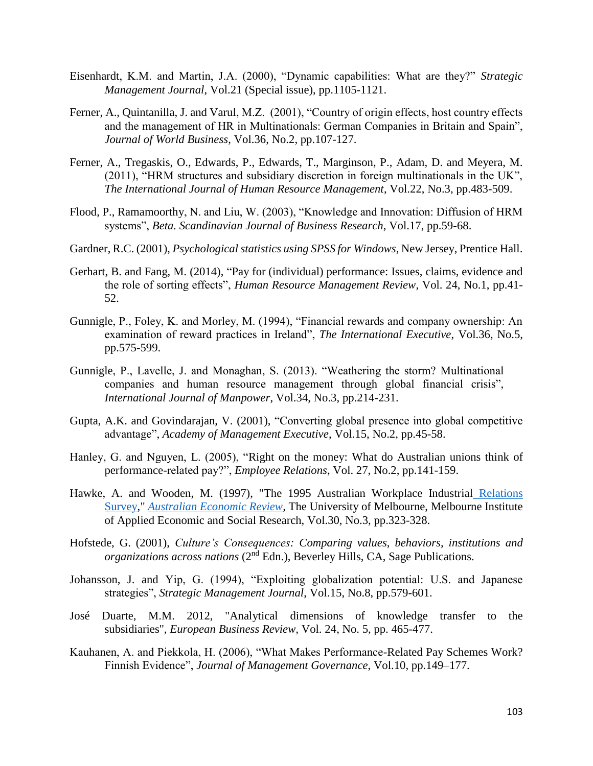Eisenhardt, K.M. and Martin, J.A. (2000), “Dynamic capabilities: What are they?” *Strategic Management Journal*, Vol.21 (Special issue), pp.1105-1121.

Ferner, A., Quintanilla, J. and Varul, M.Z. (2001), “Country of origin effects, host country effects and the management of HR in Multinationals: German Companies in Britain and Spain”, *Journal of World Business*, Vol.36, No.2, pp.107-127.

Ferner, A., Tregaskis, O., Edwards, P., Edwards, T., Marginson, P., Adam, D. and Meyera, M. (2011), “HRM structures and subsidiary discretion in foreign multinationals in the UK”, *The International Journal of Human Resource Management*, Vol.22, No.3, pp.483-509.

Flood, P., Ramamoorthy, N. and Liu, W. (2003), “Knowledge and Innovation: Diffusion of HRM systems”, *Beta. Scandinavian Journal of Business Research*, Vol.17, pp.59-68.

Gardner, R.C. (2001), *Psychological statistics using SPSS for Windows*, New Jersey, Prentice Hall.

Gerhart, B. and Fang, M. (2014), “Pay for (individual) performance: Issues, claims, evidence and the role of sorting effects”, *Human Resource Management Review*, Vol. 24, No.1, pp.41-52.

Gunnigle, P., Foley, K. and Morley, M. (1994), “Financial rewards and company ownership: An examination of reward practices in Ireland”, *The International Executive*, Vol.36, No.5, pp.575-599.

Gunnigle, P., Lavelle, J. and Monaghan, S. (2013). “Weathering the storm? Multinational companies and human resource management through global financial crisis”, *International Journal of Manpower*, Vol.34, No.3, pp.214-231.

Gupta, A.K. and Govindarajan, V. (2001), “Converting global presence into global competitive advantage”, *Academy of Management Executive*, Vol.15, No.2, pp.45-58.

Hanley, G. and Nguyen, L. (2005), “Right on the money: What do Australian unions think of performance-related pay?”, *Employee Relations*, Vol. 27, No.2, pp.141-159.

Hawke, A. and Wooden, M. (1997), "The 1995 Australian Workplace Industrial Relations Survey," *Australian Economic Review*, The University of Melbourne, Melbourne Institute of Applied Economic and Social Research, Vol.30, No.3, pp.323-328.

Hofstede, G. (2001), *Culture’s Consequences: Comparing values, behaviors, institutions and organizations across nations* (2nd Edn.), Beverley Hills, CA, Sage Publications.

Johansson, J. and Yip, G. (1994), “Exploiting globalization potential: U.S. and Japanese strategies”, *Strategic Management Journal*, Vol.15, No.8, pp.579-601.

José Duarte, M.M. 2012, "Analytical dimensions of knowledge transfer to the subsidiaries", *European Business Review*, Vol. 24, No. 5, pp. 465-477.

Kauhanen, A. and Piekkola, H. (2006), “What Makes Performance-Related Pay Schemes Work? Finnish Evidence”, *Journal of Management Governance*, Vol.10, pp.149–177.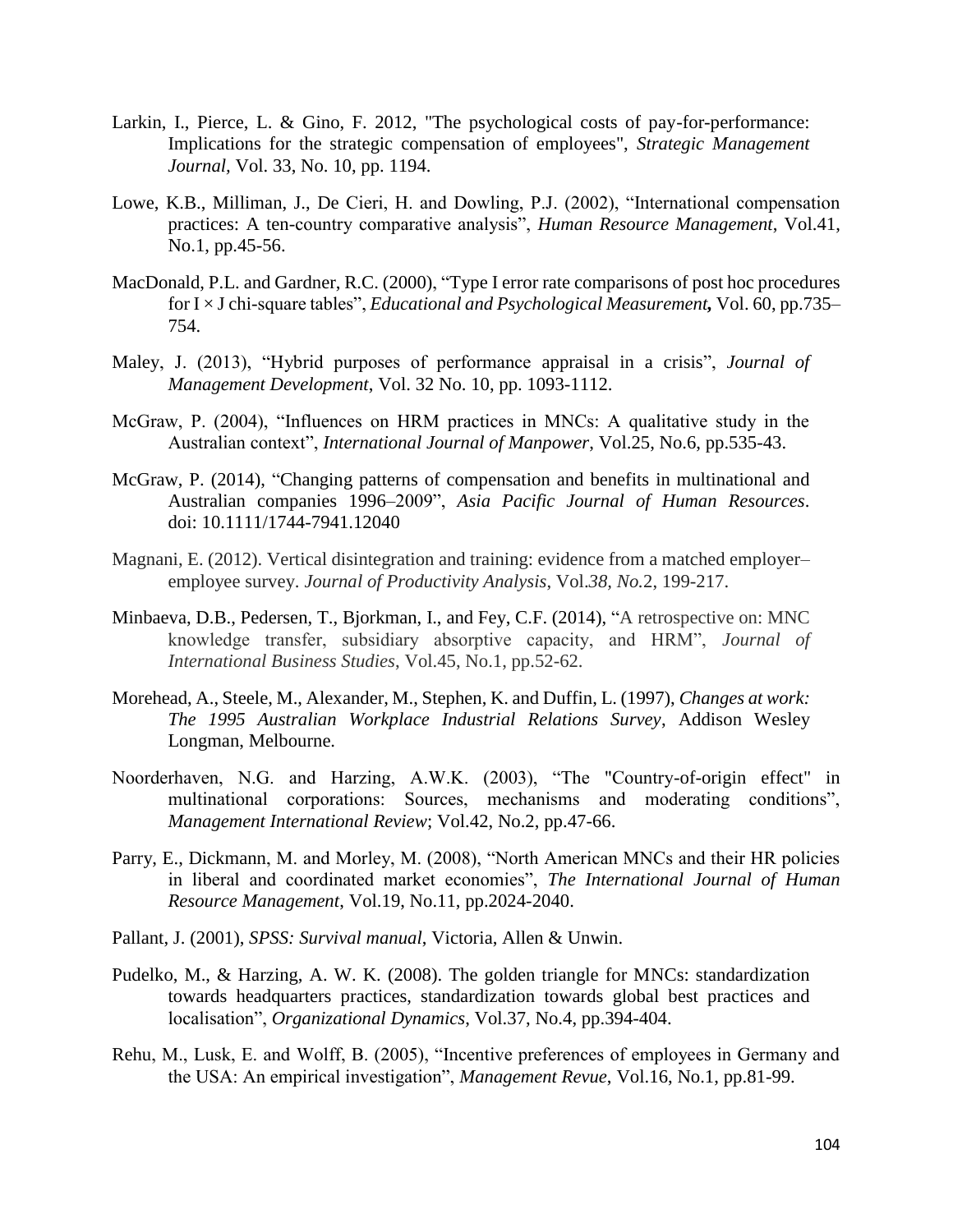Larkin, I., Pierce, L. & Gino, F. 2012, "The psychological costs of pay-for-performance: Implications for the strategic compensation of employees", *Strategic Management Journal*, Vol. 33, No. 10, pp. 1194.

Lowe, K.B., Milliman, J., De Cieri, H. and Dowling, P.J. (2002), "International compensation practices: A ten-country comparative analysis", *Human Resource Management*, Vol.41, No.1, pp.45-56.

MacDonald, P.L. and Gardner, R.C. (2000), "Type I error rate comparisons of post hoc procedures for I × J chi-square tables", *Educational and Psychological Measurement*, Vol. 60, pp.735–754.

Maley, J. (2013), "Hybrid purposes of performance appraisal in a crisis", *Journal of Management Development*, Vol. 32 No. 10, pp. 1093-1112.

McGraw, P. (2004), "Influences on HRM practices in MNCs: A qualitative study in the Australian context", *International Journal of Manpower*, Vol.25, No.6, pp.535-43.

McGraw, P. (2014), "Changing patterns of compensation and benefits in multinational and Australian companies 1996–2009", *Asia Pacific Journal of Human Resources*. doi: 10.1111/1744-7941.12040

Magnani, E. (2012). Vertical disintegration and training: evidence from a matched employer–employee survey. *Journal of Productivity Analysis*, Vol.*38, No.*2, 199-217.

Minbaeva, D.B., Pedersen, T., Bjorkman, I., and Fey, C.F. (2014), "A retrospective on: MNC knowledge transfer, subsidiary absorptive capacity, and HRM", *Journal of International Business Studies*, Vol.45, No.1, pp.52-62.

Morehead, A., Steele, M., Alexander, M., Stephen, K. and Duffin, L. (1997), *Changes at work: The 1995 Australian Workplace Industrial Relations Survey*, Addison Wesley Longman, Melbourne.

Noorderhaven, N.G. and Harzing, A.W.K. (2003), "The "Country-of-origin effect" in multinational corporations: Sources, mechanisms and moderating conditions", *Management International Review*; Vol.42, No.2, pp.47-66.

Parry, E., Dickmann, M. and Morley, M. (2008), "North American MNCs and their HR policies in liberal and coordinated market economies", *The International Journal of Human Resource Management*, Vol.19, No.11, pp.2024-2040.

Pallant, J. (2001), *SPSS: Survival manual*, Victoria, Allen & Unwin.

Pudelko, M., & Harzing, A. W. K. (2008). The golden triangle for MNCs: standardization towards headquarters practices, standardization towards global best practices and localisation", *Organizational Dynamics*, Vol.37, No.4, pp.394-404.

Rehu, M., Lusk, E. and Wolff, B. (2005), "Incentive preferences of employees in Germany and the USA: An empirical investigation", *Management Revue*, Vol.16, No.1, pp.81-99.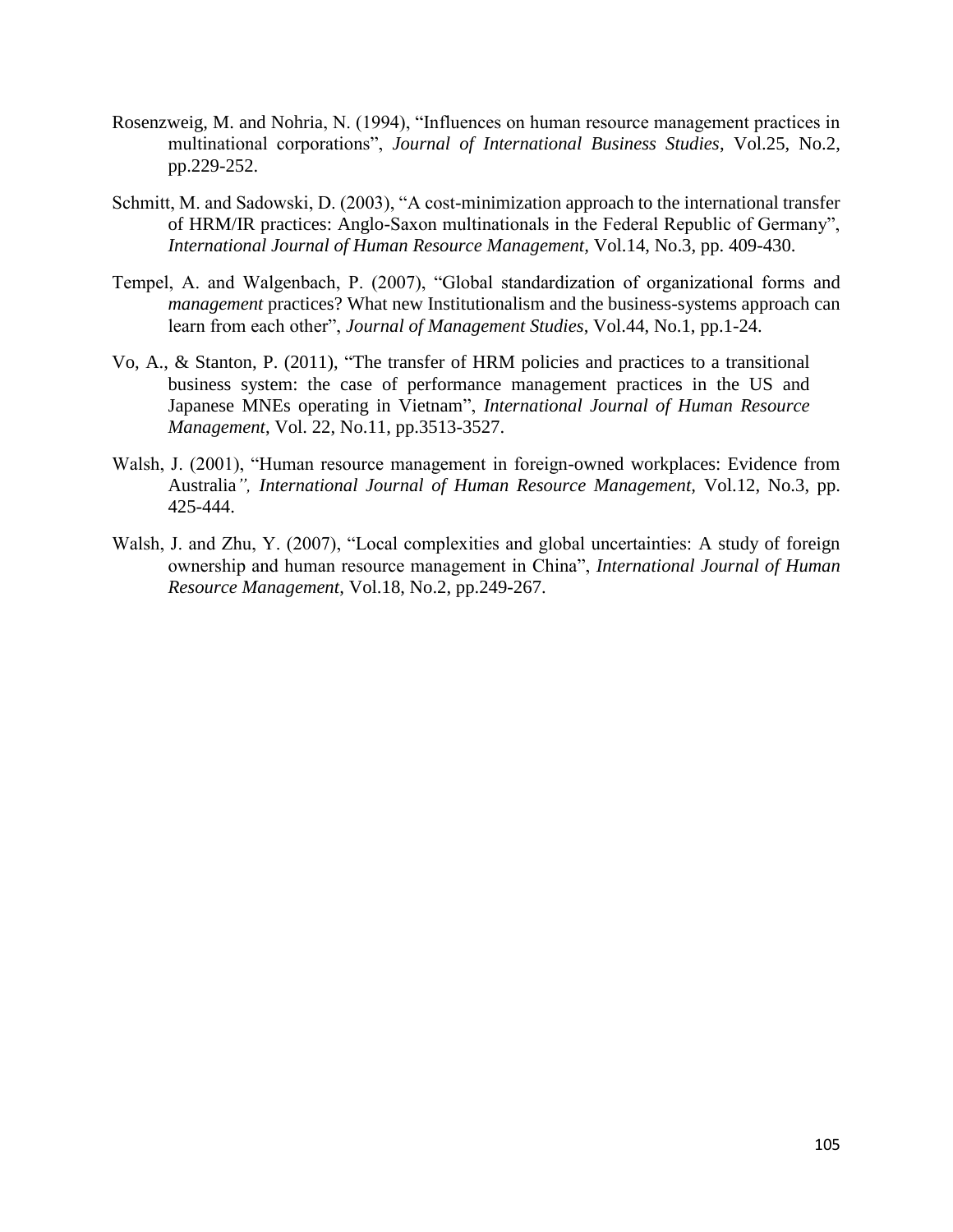Rosenzweig, M. and Nohria, N. (1994), "Influences on human resource management practices in multinational corporations", *Journal of International Business Studies*, Vol.25, No.2, pp.229-252.

Schmitt, M. and Sadowski, D. (2003), "A cost-minimization approach to the international transfer of HRM/IR practices: Anglo-Saxon multinationals in the Federal Republic of Germany", *International Journal of Human Resource Management*, Vol.14, No.3, pp. 409-430.

Tempel, A. and Walgenbach, P. (2007), "Global standardization of organizational forms and *management* practices? What new Institutionalism and the business-systems approach can learn from each other", *Journal of Management Studies*, Vol.44, No.1, pp.1-24.

Vo, A., & Stanton, P. (2011), "The transfer of HRM policies and practices to a transitional business system: the case of performance management practices in the US and Japanese MNEs operating in Vietnam", *International Journal of Human Resource Management*, Vol. 22, No.11, pp.3513-3527.

Walsh, J. (2001), "Human resource management in foreign-owned workplaces: Evidence from Australia*", International Journal of Human Resource Management*, Vol.12, No.3, pp. 425-444.

Walsh, J. and Zhu, Y. (2007), "Local complexities and global uncertainties: A study of foreign ownership and human resource management in China", *International Journal of Human Resource Management*, Vol.18, No.2, pp.249-267.